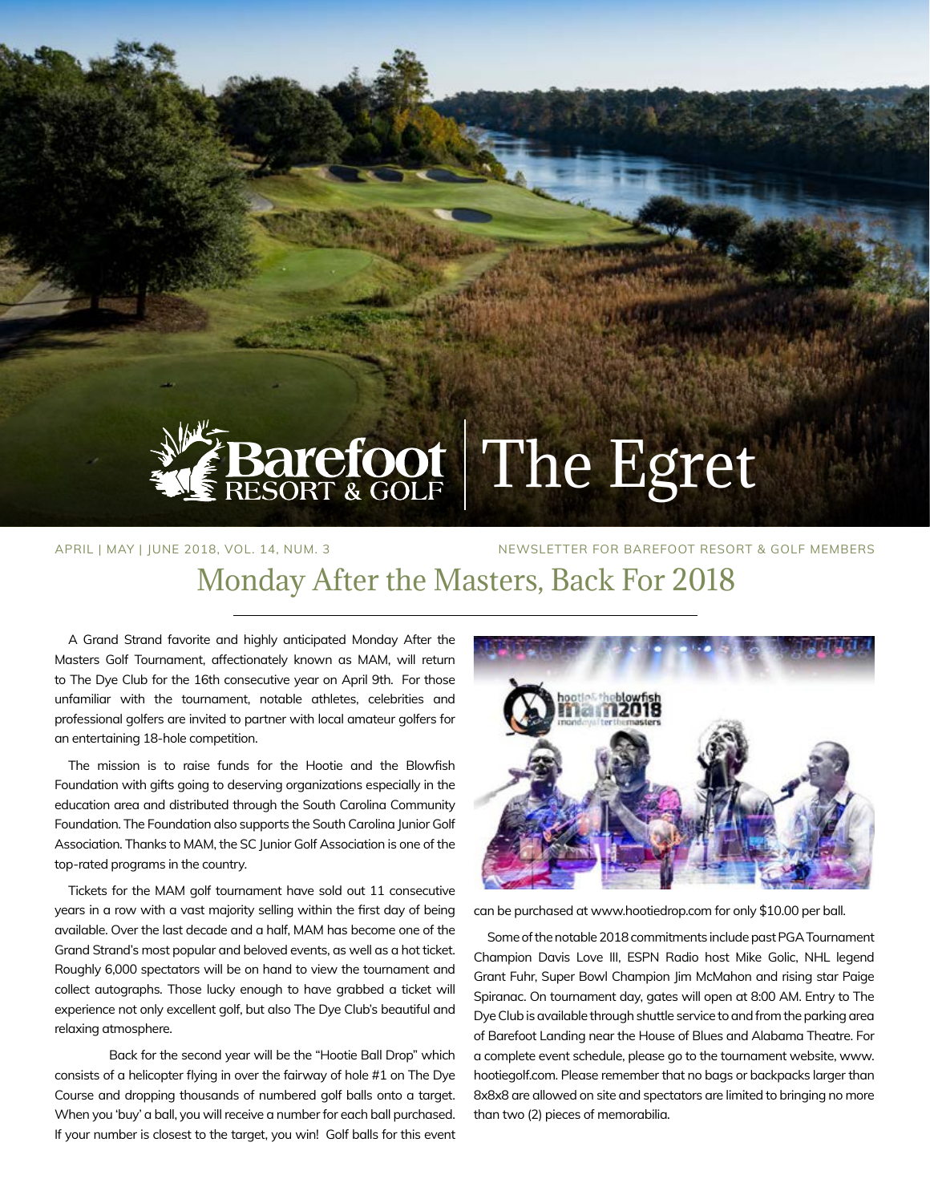# Barefoot Resort & Golf | The Egret

APRIL | MAY | JUNE 2018, VOL. 14, NUM. 3

NEWSLETTER FOR BAREFOOT RESORT & GOLF MEMBERS

## Monday After the Masters, Back For 2018

A Grand Strand favorite and highly anticipated Monday After the Masters Golf Tournament, affectionately known as MAM, will return to The Dye Club for the 16th consecutive year on April 9th. For those unfamiliar with the tournament, notable athletes, celebrities and professional golfers are invited to partner with local amateur golfers for an entertaining 18-hole competition.

The mission is to raise funds for the Hootie and the Blowfish Foundation with gifts going to deserving organizations especially in the education area and distributed through the South Carolina Community Foundation. The Foundation also supports the South Carolina Junior Golf Association. Thanks to MAM, the SC Junior Golf Association is one of the top-rated programs in the country.

Tickets for the MAM golf tournament have sold out 11 consecutive years in a row with a vast majority selling within the first day of being available. Over the last decade and a half, MAM has become one of the Grand Strand's most popular and beloved events, as well as a hot ticket. Roughly 6,000 spectators will be on hand to view the tournament and collect autographs. Those lucky enough to have grabbed a ticket will experience not only excellent golf, but also The Dye Club's beautiful and relaxing atmosphere.

Back for the second year will be the "Hootie Ball Drop" which consists of a helicopter flying in over the fairway of hole #1 on The Dye Course and dropping thousands of numbered golf balls onto a target. When you 'buy' a ball, you will receive a number for each ball purchased. If your number is closest to the target, you win! Golf balls for this event can be purchased at www.hootiedrop.com for only $10.00 per ball.

Some of the notable 2018 commitments include past PGA Tournament Champion Davis Love III, ESPN Radio host Mike Golic, NHL legend Grant Fuhr, Super Bowl Champion Jim McMahon and rising star Paige Spiranac. On tournament day, gates will open at 8:00 AM. Entry to The Dye Club is available through shuttle service to and from the parking area of Barefoot Landing near the House of Blues and Alabama Theatre. For a complete event schedule, please go to the tournament website, www.hootiegolf.com. Please remember that no bags or backpacks larger than 8x8x8 are allowed on site and spectators are limited to bringing no more than two (2) pieces of memorabilia.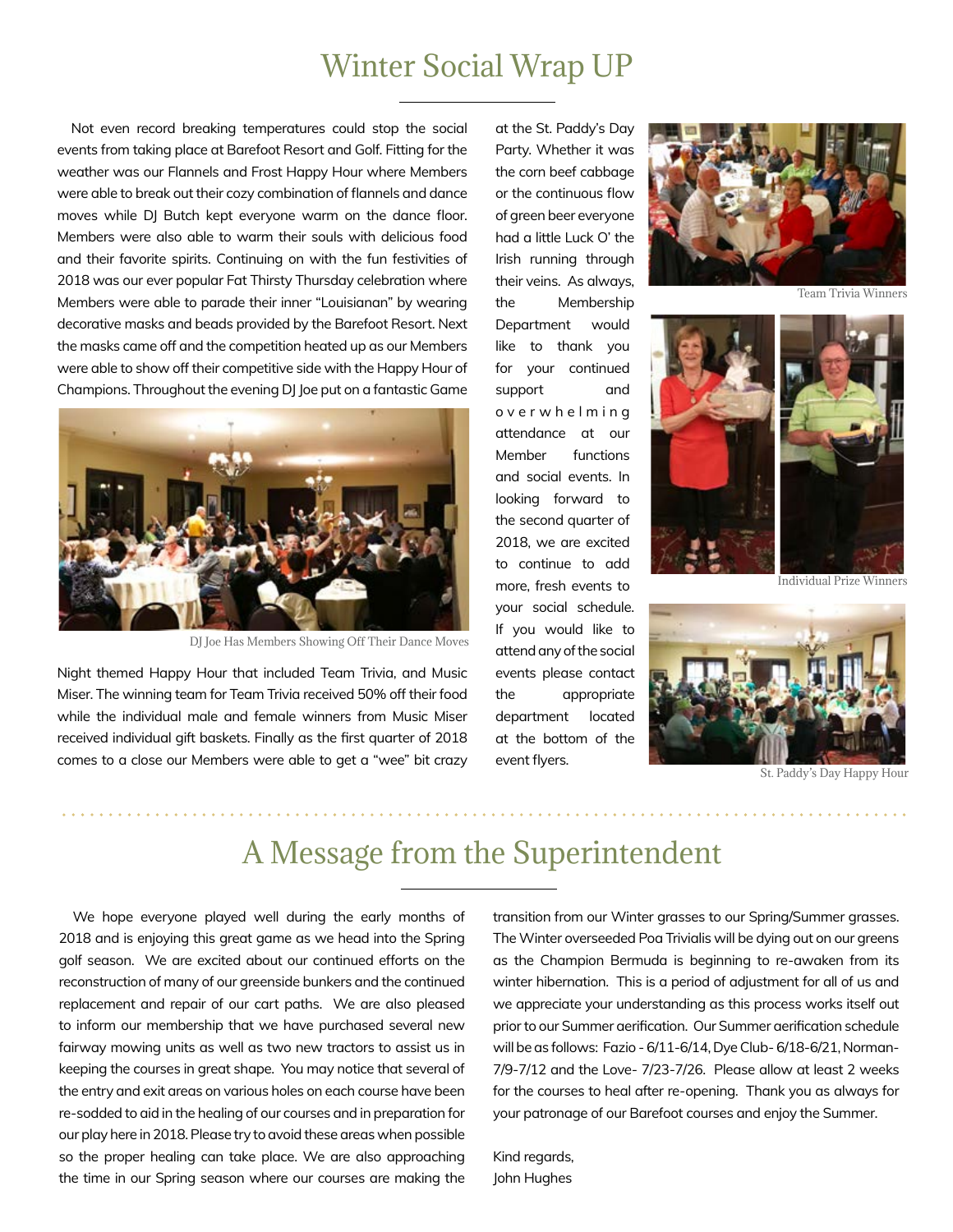# Winter Social Wrap UP

Not even record breaking temperatures could stop the social events from taking place at Barefoot Resort and Golf. Fitting for the weather was our Flannels and Frost Happy Hour where Members were able to break out their cozy combination of flannels and dance moves while DJ Butch kept everyone warm on the dance floor. Members were also able to warm their souls with delicious food and their favorite spirits. Continuing on with the fun festivities of 2018 was our ever popular Fat Thirsty Thursday celebration where Members were able to parade their inner "Louisianan" by wearing decorative masks and beads provided by the Barefoot Resort. Next the masks came off and the competition heated up as our Members were able to show off their competitive side with the Happy Hour of Champions. Throughout the evening DJ Joe put on a fantastic Game Night themed Happy Hour that included Team Trivia, and Music Miser. The winning team for Team Trivia received 50% off their food while the individual male and female winners from Music Miser received individual gift baskets. Finally as the first quarter of 2018 comes to a close our Members were able to get a "wee" bit crazy at the St. Paddy's Day Party. Whether it was the corn beef cabbage or the continuous flow of green beer everyone had a little Luck O' the Irish running through their veins. As always, the Membership Department would like to thank you for your continued support and overwhelming attendance at our Member functions and social events. In looking forward to the second quarter of 2018, we are excited to continue to add more, fresh events to your social schedule. If you would like to attend any of the social events please contact the appropriate department located at the bottom of the event flyers.

DJ Joe Has Members Showing Off Their Dance Moves

Team Trivia Winners

Individual Prize Winners

St. Paddy's Day Happy Hour

# A Message from the Superintendent

We hope everyone played well during the early months of 2018 and is enjoying this great game as we head into the Spring golf season. We are excited about our continued efforts on the reconstruction of many of our greenside bunkers and the continued replacement and repair of our cart paths. We are also pleased to inform our membership that we have purchased several new fairway mowing units as well as two new tractors to assist us in keeping the courses in great shape. You may notice that several of the entry and exit areas on various holes on each course have been re-sodded to aid in the healing of our courses and in preparation for our play here in 2018. Please try to avoid these areas when possible so the proper healing can take place. We are also approaching the time in our Spring season where our courses are making the transition from our Winter grasses to our Spring/Summer grasses. The Winter overseeded Poa Trivialis will be dying out on our greens as the Champion Bermuda is beginning to re-awaken from its winter hibernation. This is a period of adjustment for all of us and we appreciate your understanding as this process works itself out prior to our Summer aerification. Our Summer aerification schedule will be as follows: Fazio - 6/11-6/14, Dye Club- 6/18-6/21, Norman- 7/9-7/12 and the Love- 7/23-7/26. Please allow at least 2 weeks for the courses to heal after re-opening. Thank you as always for your patronage of our Barefoot courses and enjoy the Summer.

Kind regards,
John Hughes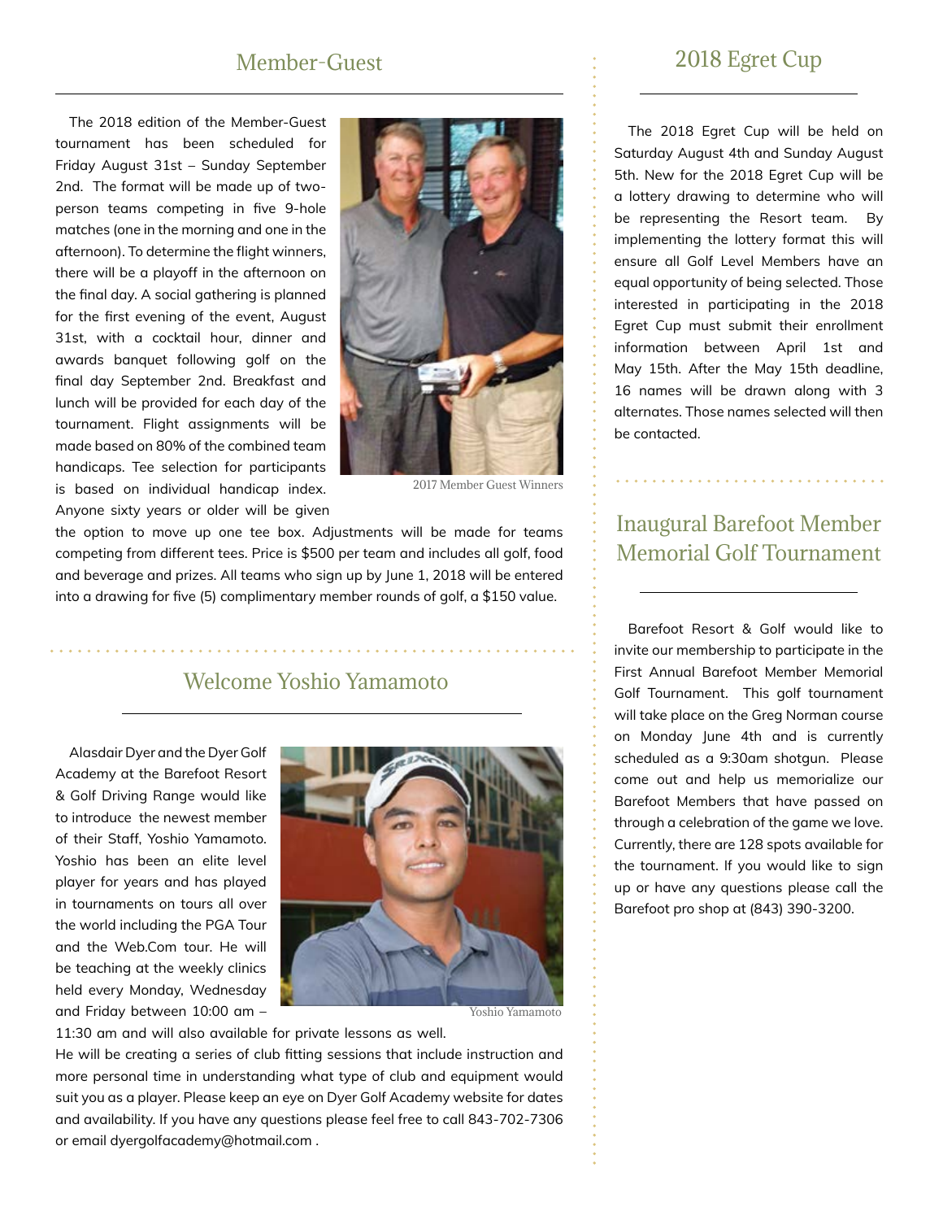## Member-Guest

The 2018 edition of the Member-Guest tournament has been scheduled for Friday August 31st – Sunday September 2nd. The format will be made up of two-person teams competing in five 9-hole matches (one in the morning and one in the afternoon). To determine the flight winners, there will be a playoff in the afternoon on the final day. A social gathering is planned for the first evening of the event, August 31st, with a cocktail hour, dinner and awards banquet following golf on the final day September 2nd. Breakfast and lunch will be provided for each day of the tournament. Flight assignments will be made based on 80% of the combined team handicaps. Tee selection for participants is based on individual handicap index. Anyone sixty years or older will be given the option to move up one tee box. Adjustments will be made for teams competing from different tees. Price is $500 per team and includes all golf, food and beverage and prizes. All teams who sign up by June 1, 2018 will be entered into a drawing for five (5) complimentary member rounds of golf, a $150 value.

2017 Member Guest Winners

## Welcome Yoshio Yamamoto

Alasdair Dyer and the Dyer Golf Academy at the Barefoot Resort & Golf Driving Range would like to introduce the newest member of their Staff, Yoshio Yamamoto. Yoshio has been an elite level player for years and has played in tournaments on tours all over the world including the PGA Tour and the Web.Com tour. He will be teaching at the weekly clinics held every Monday, Wednesday and Friday between 10:00 am – 11:30 am and will also available for private lessons as well.
He will be creating a series of club fitting sessions that include instruction and more personal time in understanding what type of club and equipment would suit you as a player. Please keep an eye on Dyer Golf Academy website for dates and availability. If you have any questions please feel free to call 843-702-7306 or email dyergolfacademy@hotmail.com .

Yoshio Yamamoto

## 2018 Egret Cup

The 2018 Egret Cup will be held on Saturday August 4th and Sunday August 5th. New for the 2018 Egret Cup will be a lottery drawing to determine who will be representing the Resort team. By implementing the lottery format this will ensure all Golf Level Members have an equal opportunity of being selected. Those interested in participating in the 2018 Egret Cup must submit their enrollment information between April 1st and May 15th. After the May 15th deadline, 16 names will be drawn along with 3 alternates. Those names selected will then be contacted.

## Inaugural Barefoot Member Memorial Golf Tournament

Barefoot Resort & Golf would like to invite our membership to participate in the First Annual Barefoot Member Memorial Golf Tournament. This golf tournament will take place on the Greg Norman course on Monday June 4th and is currently scheduled as a 9:30am shotgun. Please come out and help us memorialize our Barefoot Members that have passed on through a celebration of the game we love. Currently, there are 128 spots available for the tournament. If you would like to sign up or have any questions please call the Barefoot pro shop at (843) 390-3200.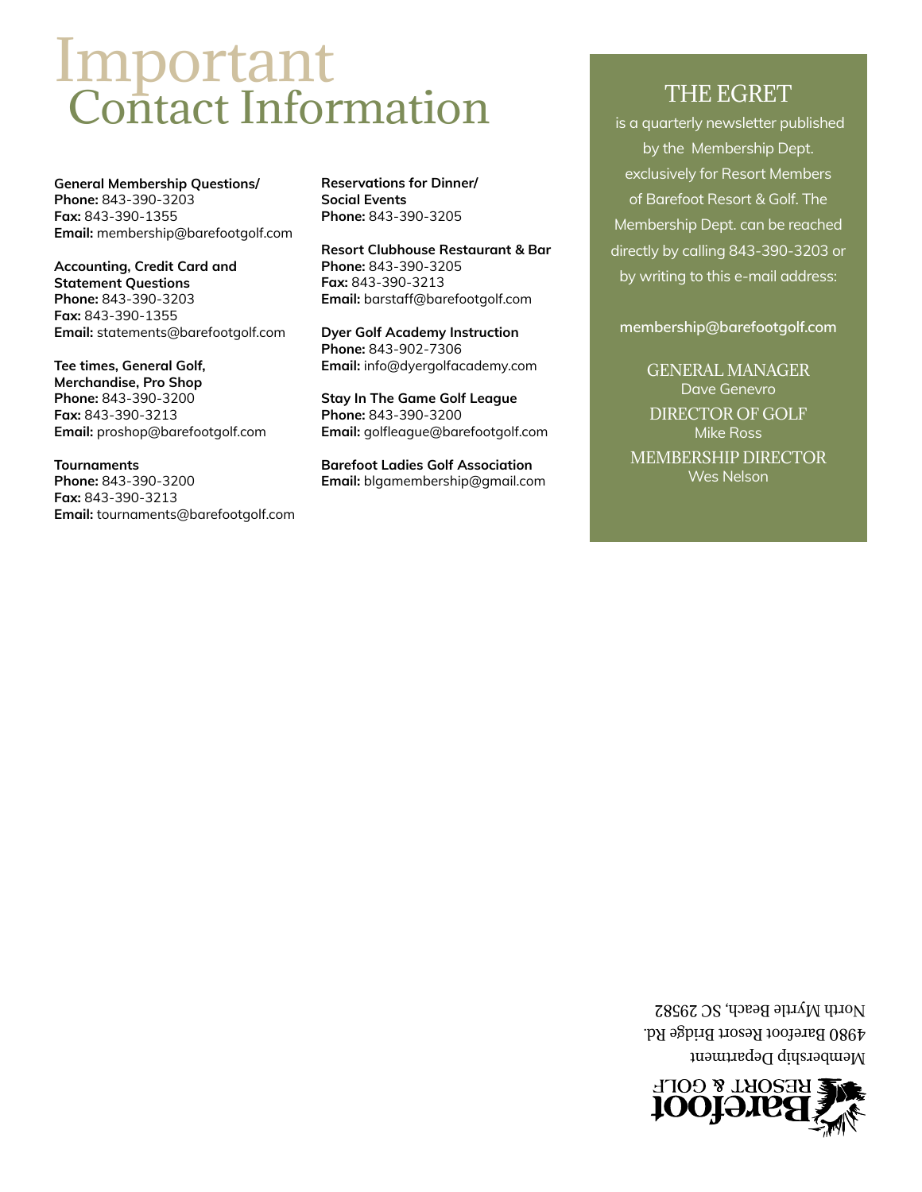# Important Contact Information

**General Membership Questions/**
**Phone:** 843-390-3203
**Fax:** 843-390-1355
**Email:** membership@barefootgolf.com

**Accounting, Credit Card and Statement Questions**
**Phone:** 843-390-3203
**Fax:** 843-390-1355
**Email:** statements@barefootgolf.com

**Tee times, General Golf, Merchandise, Pro Shop**
**Phone:** 843-390-3200
**Fax:** 843-390-3213
**Email:** proshop@barefootgolf.com

**Tournaments**
**Phone:** 843-390-3200
**Fax:** 843-390-3213
**Email:** tournaments@barefootgolf.com

**Reservations for Dinner/ Social Events**
**Phone:** 843-390-3205

**Resort Clubhouse Restaurant & Bar**
**Phone:** 843-390-3205
**Fax:** 843-390-3213
**Email:** barstaff@barefootgolf.com

**Dyer Golf Academy Instruction**
**Phone:** 843-902-7306
**Email:** info@dyergolfacademy.com

**Stay In The Game Golf League**
**Phone:** 843-390-3200
**Email:** golfleague@barefootgolf.com

**Barefoot Ladies Golf Association**
**Email:** blgamembership@gmail.com

## THE EGRET

is a quarterly newsletter published by the Membership Dept. exclusively for Resort Members of Barefoot Resort & Golf. The Membership Dept. can be reached directly by calling 843-390-3203 or by writing to this e-mail address:

**membership@barefootgolf.com**

GENERAL MANAGER
Dave Genevro

DIRECTOR OF GOLF
Mike Ross

MEMBERSHIP DIRECTOR
Wes Nelson

Barefoot RESORT & GOLF

Membership Department
4980 Barefoot Resort Bridge Rd.
North Myrtle Beach, SC 29582